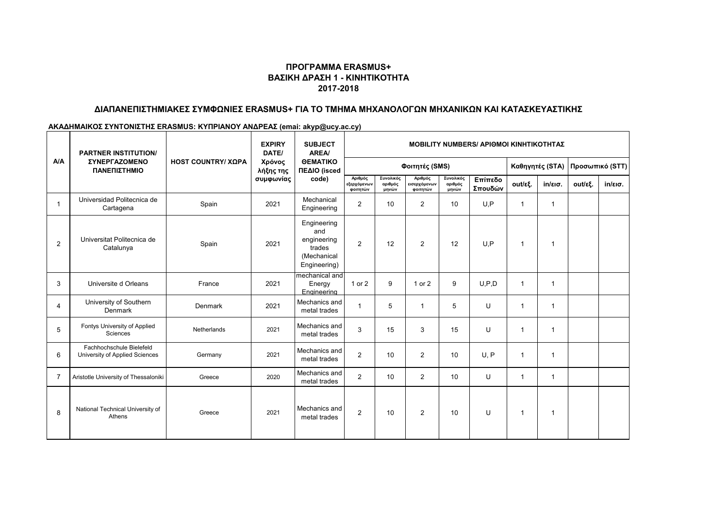**ΠΡΟΓΡΑΜΜΑ ERASMUS+**
**ΒΑΣΙΚΗ ΔΡΑΣΗ 1 - ΚΙΝΗΤΙΚΟΤΗΤΑ**
**2017-2018**

## ΔΙΑΠΑΝΕΠΙΣΤΗΜΙΑΚΕΣ ΣΥΜΦΩΝΙΕΣ ERASMUS+ ΓΙΑ ΤΟ ΤΜΗΜΑ ΜΗΧΑΝΟΛΟΓΩΝ ΜΗΧΑΝΙΚΩΝ ΚΑΙ ΚΑΤΑΣΚΕΥΑΣΤΙΚΗΣ

**ΑΚΑΔΗΜΑΙΚΟΣ ΣΥΝΤΟΝΙΣΤΗΣ ERASMUS: ΚΥΠΡΙΑΝΟΥ ΑΝΔΡΕΑΣ (emai: akyp@ucy.ac.cy)**

| A/A | PARTNER INSTITUTION/ ΣΥΝΕΡΓΑΖΟΜΕΝΟ ΠΑΝΕΠΙΣΤΗΜΙΟ | HOST COUNTRY/ ΧΩΡΑ | EXPIRY DATE/ Χρόνος λήξης της συμφωνίας | SUBJECT AREA/ ΘΕΜΑΤΙΚΟ ΠΕΔΙΟ (isced code) | MOBILITY NUMBERS/ ΑΡΙΘΜΟΙ ΚΙΝΗΤΙΚΟΤΗΤΑΣ | | | | | | | | |
|---|---|---|---|---|---|---|---|---|---|---|---|---|---|
| | | | | | Φοιτητές (SMS) | | | | | Καθηγητές (STA) | | Προσωπικό (STT) | |
| | | | | | Αριθμός εξερχόμενων φοιτητών | Συνολικός αριθμός μηνών | Αριθμός εισερχόμενων φοιτητών | Συνολικός αριθμός μηνών | Επίπεδο Σπουδών | out/εξ. | in/εισ. | out/εξ. | in/εισ. |
| 1 | Universidad Politecnica de Cartagena | Spain | 2021 | Mechanical Engineering | 2 | 10 | 2 | 10 | U,P | 1 | 1 | | |
| 2 | Universitat Politecnica de Catalunya | Spain | 2021 | Engineering and engineering trades (Mechanical Engineering) | 2 | 12 | 2 | 12 | U,P | 1 | 1 | | |
| 3 | Universite d Orleans | France | 2021 | mechanical and Energy Engineering | 1 or 2 | 9 | 1 or 2 | 9 | U,P,D | 1 | 1 | | |
| 4 | University of Southern Denmark | Denmark | 2021 | Mechanics and metal trades | 1 | 5 | 1 | 5 | U | 1 | 1 | | |
| 5 | Fontys University of Applied Sciences | Netherlands | 2021 | Mechanics and metal trades | 3 | 15 | 3 | 15 | U | 1 | 1 | | |
| 6 | Fachhochschule Bielefeld University of Applied Sciences | Germany | 2021 | Mechanics and metal trades | 2 | 10 | 2 | 10 | U, P | 1 | 1 | | |
| 7 | Aristotle University of Thessaloniki | Greece | 2020 | Mechanics and metal trades | 2 | 10 | 2 | 10 | U | 1 | 1 | | |
| 8 | National Technical University of Athens | Greece | 2021 | Mechanics and metal trades | 2 | 10 | 2 | 10 | U | 1 | 1 | | |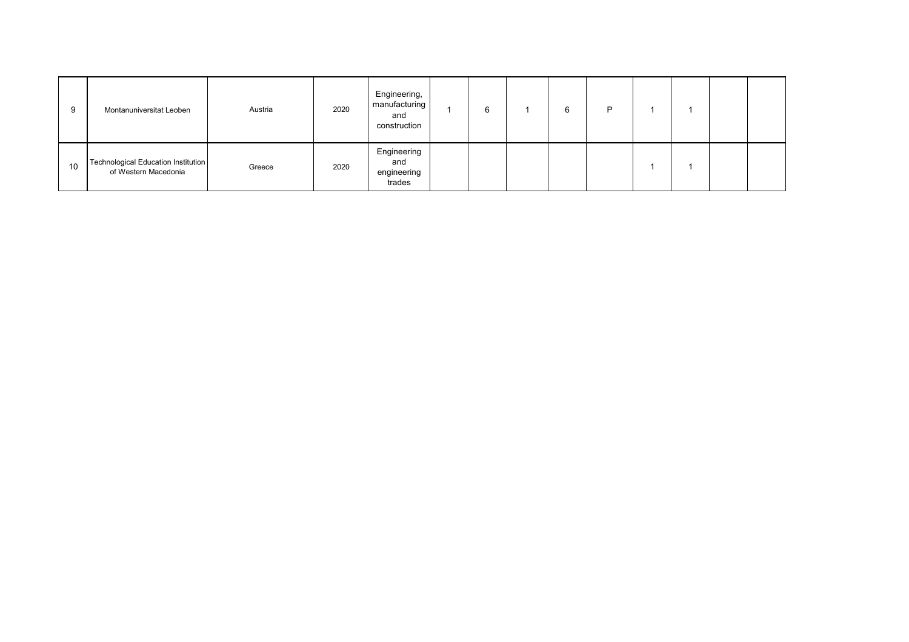| | | | | | | | | | | | | | |
|---|---|---|---|---|---|---|---|---|---|---|---|---|---|
| 9 | Montanuniversitat Leoben | Austria | 2020 | Engineering, manufacturing and construction | 1 | 6 | 1 | 6 | P | 1 | 1 | | |
| 10 | Technological Education Institution of Western Macedonia | Greece | 2020 | Engineering and engineering trades | | | | | | 1 | 1 | | |